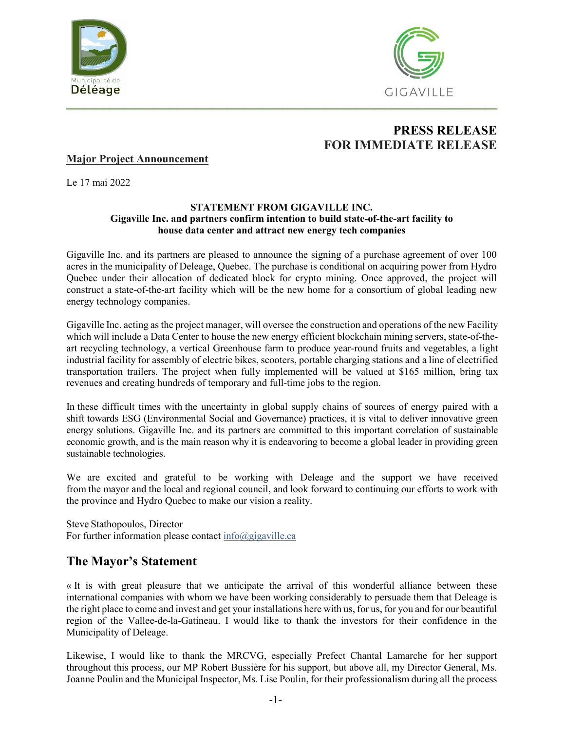Municipalité de Déléage

GIGAVILLE

**PRESS RELEASE**
**FOR IMMEDIATE RELEASE**

**Major Project Announcement**

Le 17 mai 2022

**STATEMENT FROM GIGAVILLE INC.**
**Gigaville Inc. and partners confirm intention to build state-of-the-art facility to house data center and attract new energy tech companies**

Gigaville Inc. and its partners are pleased to announce the signing of a purchase agreement of over 100 acres in the municipality of Deleage, Quebec. The purchase is conditional on acquiring power from Hydro Quebec under their allocation of dedicated block for crypto mining. Once approved, the project will construct a state-of-the-art facility which will be the new home for a consortium of global leading new energy technology companies.

Gigaville Inc. acting as the project manager, will oversee the construction and operations of the new Facility which will include a Data Center to house the new energy efficient blockchain mining servers, state-of-the-art recycling technology, a vertical Greenhouse farm to produce year-round fruits and vegetables, a light industrial facility for assembly of electric bikes, scooters, portable charging stations and a line of electrified transportation trailers. The project when fully implemented will be valued at $165 million, bring tax revenues and creating hundreds of temporary and full-time jobs to the region.

In these difficult times with the uncertainty in global supply chains of sources of energy paired with a shift towards ESG (Environmental Social and Governance) practices, it is vital to deliver innovative green energy solutions. Gigaville Inc. and its partners are committed to this important correlation of sustainable economic growth, and is the main reason why it is endeavoring to become a global leader in providing green sustainable technologies.

We are excited and grateful to be working with Deleage and the support we have received from the mayor and the local and regional council, and look forward to continuing our efforts to work with the province and Hydro Quebec to make our vision a reality.

Steve Stathopoulos, Director
For further information please contact info@gigaville.ca

## The Mayor's Statement

« It is with great pleasure that we anticipate the arrival of this wonderful alliance between these international companies with whom we have been working considerably to persuade them that Deleage is the right place to come and invest and get your installations here with us, for us, for you and for our beautiful region of the Vallee-de-la-Gatineau. I would like to thank the investors for their confidence in the Municipality of Deleage.

Likewise, I would like to thank the MRCVG, especially Prefect Chantal Lamarche for her support throughout this process, our MP Robert Bussière for his support, but above all, my Director General, Ms. Joanne Poulin and the Municipal Inspector, Ms. Lise Poulin, for their professionalism during all the process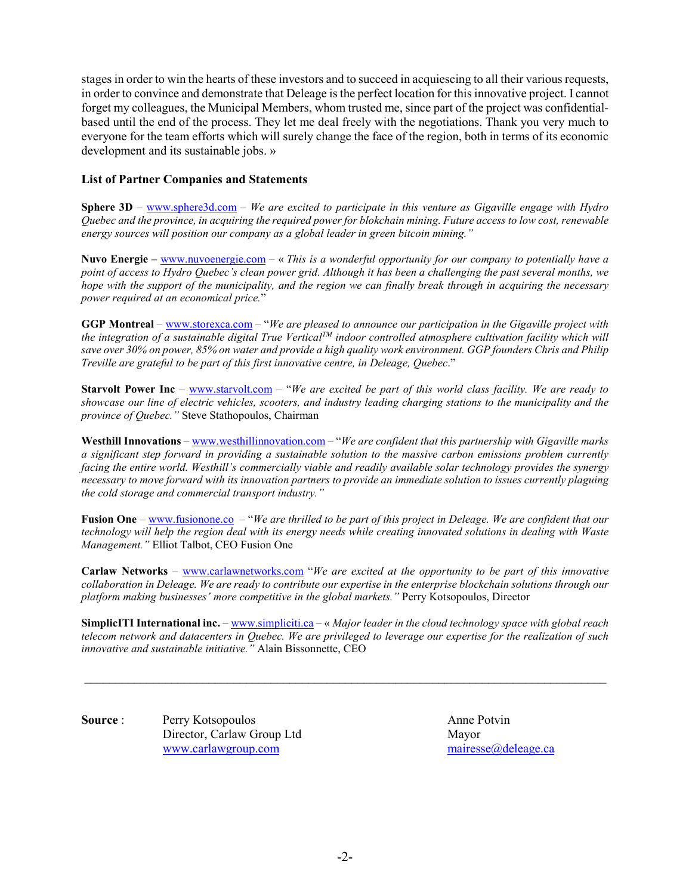stages in order to win the hearts of these investors and to succeed in acquiescing to all their various requests, in order to convince and demonstrate that Deleage is the perfect location for this innovative project. I cannot forget my colleagues, the Municipal Members, whom trusted me, since part of the project was confidential-based until the end of the process. They let me deal freely with the negotiations. Thank you very much to everyone for the team efforts which will surely change the face of the region, both in terms of its economic development and its sustainable jobs. »

### List of Partner Companies and Statements

**Sphere 3D** – www.sphere3d.com – *We are excited to participate in this venture as Gigaville engage with Hydro Quebec and the province, in acquiring the required power for blokchain mining. Future access to low cost, renewable energy sources will position our company as a global leader in green bitcoin mining."*

**Nuvo Energie –** www.nuvoenergie.com – « *This is a wonderful opportunity for our company to potentially have a point of access to Hydro Quebec's clean power grid. Although it has been a challenging the past several months, we hope with the support of the municipality, and the region we can finally break through in acquiring the necessary power required at an economical price.*"

**GGP Montreal** – www.storexca.com – "*We are pleased to announce our participation in the Gigaville project with the integration of a sustainable digital True Vertical™ indoor controlled atmosphere cultivation facility which will save over 30% on power, 85% on water and provide a high quality work environment. GGP founders Chris and Philip Treville are grateful to be part of this first innovative centre, in Deleage, Quebec*."

**Starvolt Power Inc** – www.starvolt.com – "*We are excited be part of this world class facility. We are ready to showcase our line of electric vehicles, scooters, and industry leading charging stations to the municipality and the province of Quebec."* Steve Stathopoulos, Chairman

**Westhill Innovations** – www.westhillinnovation.com – "*We are confident that this partnership with Gigaville marks a significant step forward in providing a sustainable solution to the massive carbon emissions problem currently facing the entire world. Westhill's commercially viable and readily available solar technology provides the synergy necessary to move forward with its innovation partners to provide an immediate solution to issues currently plaguing the cold storage and commercial transport industry."*

**Fusion One** – www.fusionone.co – "*We are thrilled to be part of this project in Deleage. We are confident that our technology will help the region deal with its energy needs while creating innovated solutions in dealing with Waste Management."* Elliot Talbot, CEO Fusion One

**Carlaw Networks** – www.carlawnetworks.com "*We are excited at the opportunity to be part of this innovative collaboration in Deleage. We are ready to contribute our expertise in the enterprise blockchain solutions through our platform making businesses' more competitive in the global markets."* Perry Kotsopoulos, Director

**SimplicITI International inc.** – www.simpliciti.ca – « *Major leader in the cloud technology space with global reach telecom network and datacenters in Quebec. We are privileged to leverage our expertise for the realization of such innovative and sustainable initiative."* Alain Bissonnette, CEO

---

**Source** :

Perry Kotsopoulos
Director, Carlaw Group Ltd
www.carlawgroup.com

Anne Potvin
Mayor
mairesse@deleage.ca